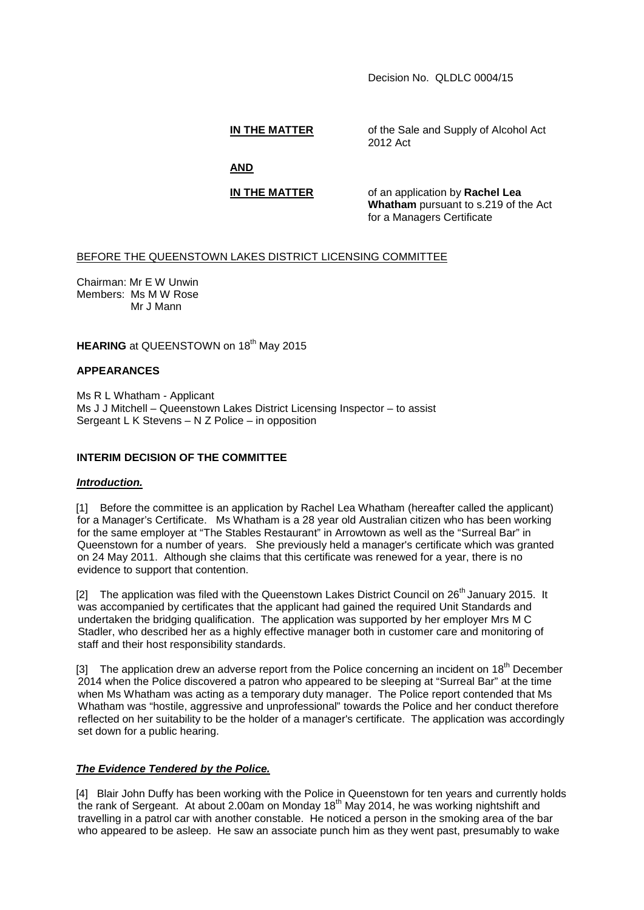Decision No. QLDLC 0004/15

**IN THE MATTER** of the Sale and Supply of Alcohol Act 2012 Act

**AND**

**IN THE MATTER** of an application by **Rachel Lea Whatham** pursuant to s.219 of the Act for a Managers Certificate

BEFORE THE QUEENSTOWN LAKES DISTRICT LICENSING COMMITTEE

Chairman: Mr E W Unwin
Members: Ms M W Rose
Mr J Mann

**HEARING** at QUEENSTOWN on 18th May 2015

**APPEARANCES**

Ms R L Whatham - Applicant
Ms J J Mitchell – Queenstown Lakes District Licensing Inspector – to assist
Sergeant L K Stevens – N Z Police – in opposition

**INTERIM DECISION OF THE COMMITTEE**

***Introduction.***

[1] Before the committee is an application by Rachel Lea Whatham (hereafter called the applicant) for a Manager's Certificate. Ms Whatham is a 28 year old Australian citizen who has been working for the same employer at "The Stables Restaurant" in Arrowtown as well as the "Surreal Bar" in Queenstown for a number of years. She previously held a manager's certificate which was granted on 24 May 2011. Although she claims that this certificate was renewed for a year, there is no evidence to support that contention.

[2] The application was filed with the Queenstown Lakes District Council on 26th January 2015. It was accompanied by certificates that the applicant had gained the required Unit Standards and undertaken the bridging qualification. The application was supported by her employer Mrs M C Stadler, who described her as a highly effective manager both in customer care and monitoring of staff and their host responsibility standards.

[3] The application drew an adverse report from the Police concerning an incident on 18th December 2014 when the Police discovered a patron who appeared to be sleeping at "Surreal Bar" at the time when Ms Whatham was acting as a temporary duty manager. The Police report contended that Ms Whatham was "hostile, aggressive and unprofessional" towards the Police and her conduct therefore reflected on her suitability to be the holder of a manager's certificate. The application was accordingly set down for a public hearing.

***The Evidence Tendered by the Police.***

[4] Blair John Duffy has been working with the Police in Queenstown for ten years and currently holds the rank of Sergeant. At about 2.00am on Monday 18th May 2014, he was working nightshift and travelling in a patrol car with another constable. He noticed a person in the smoking area of the bar who appeared to be asleep. He saw an associate punch him as they went past, presumably to wake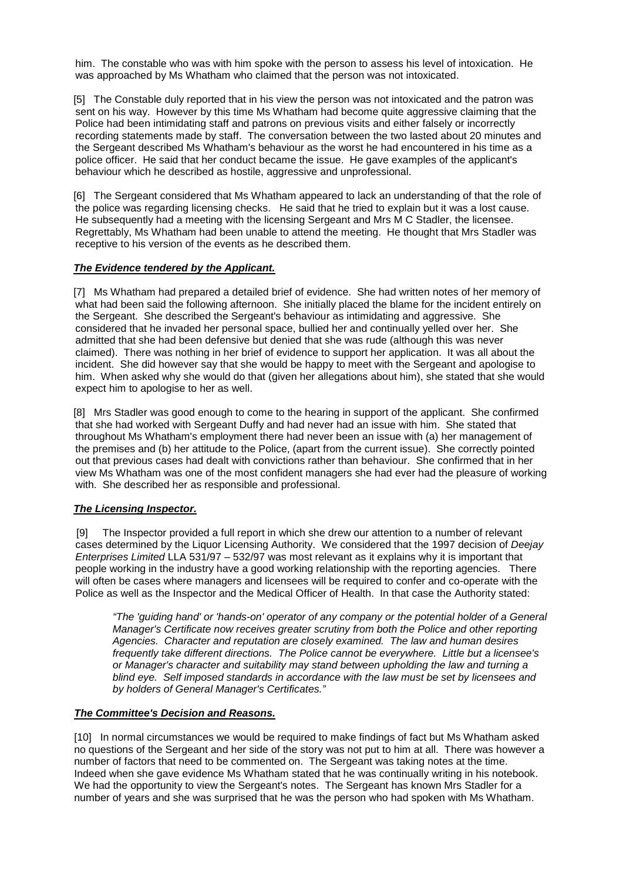him. The constable who was with him spoke with the person to assess his level of intoxication. He was approached by Ms Whatham who claimed that the person was not intoxicated.

[5] The Constable duly reported that in his view the person was not intoxicated and the patron was sent on his way. However by this time Ms Whatham had become quite aggressive claiming that the Police had been intimidating staff and patrons on previous visits and either falsely or incorrectly recording statements made by staff. The conversation between the two lasted about 20 minutes and the Sergeant described Ms Whatham's behaviour as the worst he had encountered in his time as a police officer. He said that her conduct became the issue. He gave examples of the applicant's behaviour which he described as hostile, aggressive and unprofessional.

[6] The Sergeant considered that Ms Whatham appeared to lack an understanding of that the role of the police was regarding licensing checks. He said that he tried to explain but it was a lost cause. He subsequently had a meeting with the licensing Sergeant and Mrs M C Stadler, the licensee. Regrettably, Ms Whatham had been unable to attend the meeting. He thought that Mrs Stadler was receptive to his version of the events as he described them.

### ***The Evidence tendered by the Applicant.***

[7] Ms Whatham had prepared a detailed brief of evidence. She had written notes of her memory of what had been said the following afternoon. She initially placed the blame for the incident entirely on the Sergeant. She described the Sergeant's behaviour as intimidating and aggressive. She considered that he invaded her personal space, bullied her and continually yelled over her. She admitted that she had been defensive but denied that she was rude (although this was never claimed). There was nothing in her brief of evidence to support her application. It was all about the incident. She did however say that she would be happy to meet with the Sergeant and apologise to him. When asked why she would do that (given her allegations about him), she stated that she would expect him to apologise to her as well.

[8] Mrs Stadler was good enough to come to the hearing in support of the applicant. She confirmed that she had worked with Sergeant Duffy and had never had an issue with him. She stated that throughout Ms Whatham's employment there had never been an issue with (a) her management of the premises and (b) her attitude to the Police, (apart from the current issue). She correctly pointed out that previous cases had dealt with convictions rather than behaviour. She confirmed that in her view Ms Whatham was one of the most confident managers she had ever had the pleasure of working with. She described her as responsible and professional.

### ***The Licensing Inspector.***

[9] The Inspector provided a full report in which she drew our attention to a number of relevant cases determined by the Liquor Licensing Authority. We considered that the 1997 decision of *Deejay Enterprises Limited* LLA 531/97 – 532/97 was most relevant as it explains why it is important that people working in the industry have a good working relationship with the reporting agencies. There will often be cases where managers and licensees will be required to confer and co-operate with the Police as well as the Inspector and the Medical Officer of Health. In that case the Authority stated:

> *"The 'guiding hand' or 'hands-on' operator of any company or the potential holder of a General Manager's Certificate now receives greater scrutiny from both the Police and other reporting Agencies. Character and reputation are closely examined. The law and human desires frequently take different directions. The Police cannot be everywhere. Little but a licensee's or Manager's character and suitability may stand between upholding the law and turning a blind eye. Self imposed standards in accordance with the law must be set by licensees and by holders of General Manager's Certificates."*

### ***The Committee's Decision and Reasons.***

[10] In normal circumstances we would be required to make findings of fact but Ms Whatham asked no questions of the Sergeant and her side of the story was not put to him at all. There was however a number of factors that need to be commented on. The Sergeant was taking notes at the time. Indeed when she gave evidence Ms Whatham stated that he was continually writing in his notebook. We had the opportunity to view the Sergeant's notes. The Sergeant has known Mrs Stadler for a number of years and she was surprised that he was the person who had spoken with Ms Whatham.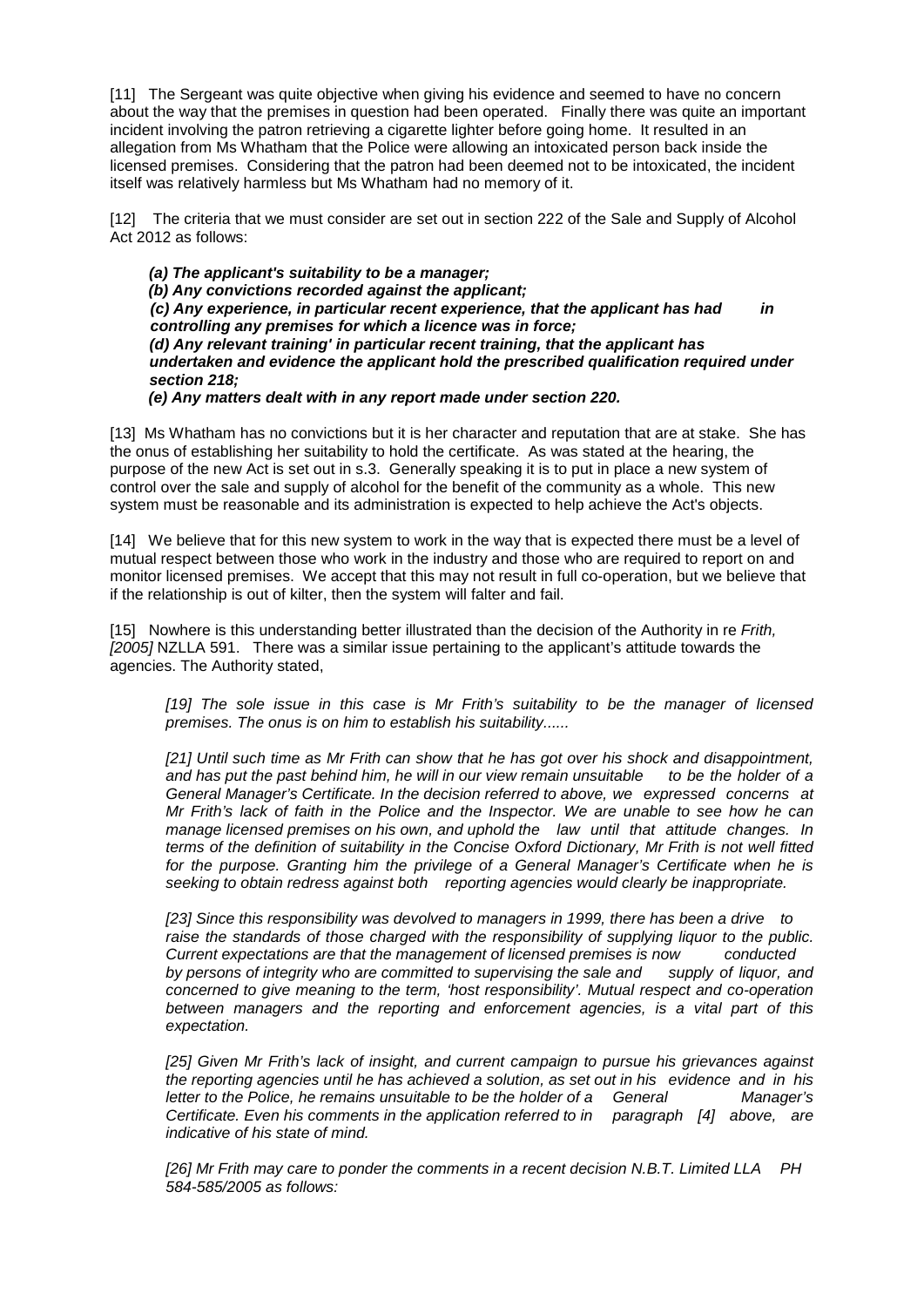[11] The Sergeant was quite objective when giving his evidence and seemed to have no concern about the way that the premises in question had been operated. Finally there was quite an important incident involving the patron retrieving a cigarette lighter before going home. It resulted in an allegation from Ms Whatham that the Police were allowing an intoxicated person back inside the licensed premises. Considering that the patron had been deemed not to be intoxicated, the incident itself was relatively harmless but Ms Whatham had no memory of it.

[12] The criteria that we must consider are set out in section 222 of the Sale and Supply of Alcohol Act 2012 as follows:

> ***(a) The applicant's suitability to be a manager;***
> ***(b) Any convictions recorded against the applicant;***
> ***(c) Any experience, in particular recent experience, that the applicant has had in controlling any premises for which a licence was in force;***
> ***(d) Any relevant training' in particular recent training, that the applicant has undertaken and evidence the applicant hold the prescribed qualification required under section 218;***
> ***(e) Any matters dealt with in any report made under section 220.***

[13] Ms Whatham has no convictions but it is her character and reputation that are at stake. She has the onus of establishing her suitability to hold the certificate. As was stated at the hearing, the purpose of the new Act is set out in s.3. Generally speaking it is to put in place a new system of control over the sale and supply of alcohol for the benefit of the community as a whole. This new system must be reasonable and its administration is expected to help achieve the Act's objects.

[14] We believe that for this new system to work in the way that is expected there must be a level of mutual respect between those who work in the industry and those who are required to report on and monitor licensed premises. We accept that this may not result in full co-operation, but we believe that if the relationship is out of kilter, then the system will falter and fail.

[15] Nowhere is this understanding better illustrated than the decision of the Authority in re *Frith, [2005]* NZLLA 591. There was a similar issue pertaining to the applicant's attitude towards the agencies. The Authority stated,

> *[19] The sole issue in this case is Mr Frith's suitability to be the manager of licensed premises. The onus is on him to establish his suitability......*
>
> *[21] Until such time as Mr Frith can show that he has got over his shock and disappointment, and has put the past behind him, he will in our view remain unsuitable to be the holder of a General Manager's Certificate. In the decision referred to above, we expressed concerns at Mr Frith's lack of faith in the Police and the Inspector. We are unable to see how he can manage licensed premises on his own, and uphold the law until that attitude changes. In terms of the definition of suitability in the Concise Oxford Dictionary, Mr Frith is not well fitted for the purpose. Granting him the privilege of a General Manager's Certificate when he is seeking to obtain redress against both reporting agencies would clearly be inappropriate.*
>
> *[23] Since this responsibility was devolved to managers in 1999, there has been a drive to raise the standards of those charged with the responsibility of supplying liquor to the public. Current expectations are that the management of licensed premises is now conducted by persons of integrity who are committed to supervising the sale and supply of liquor, and concerned to give meaning to the term, 'host responsibility'. Mutual respect and co-operation between managers and the reporting and enforcement agencies, is a vital part of this expectation.*
>
> *[25] Given Mr Frith's lack of insight, and current campaign to pursue his grievances against the reporting agencies until he has achieved a solution, as set out in his evidence and in his letter to the Police, he remains unsuitable to be the holder of a General Manager's Certificate. Even his comments in the application referred to in paragraph [4] above, are indicative of his state of mind.*
>
> *[26] Mr Frith may care to ponder the comments in a recent decision N.B.T. Limited LLA PH 584-585/2005 as follows:*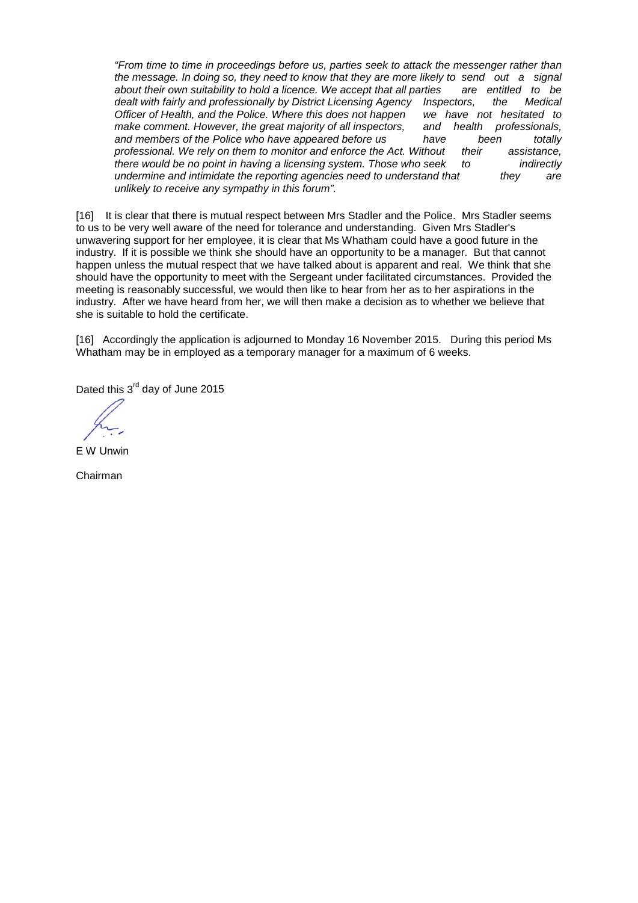*"From time to time in proceedings before us, parties seek to attack the messenger rather than the message. In doing so, they need to know that they are more likely to send out a signal about their own suitability to hold a licence. We accept that all parties are entitled to be dealt with fairly and professionally by District Licensing Agency Inspectors, the Medical Officer of Health, and the Police. Where this does not happen we have not hesitated to make comment. However, the great majority of all inspectors, and health professionals, and members of the Police who have appeared before us have been totally professional. We rely on them to monitor and enforce the Act. Without their assistance, there would be no point in having a licensing system. Those who seek to indirectly undermine and intimidate the reporting agencies need to understand that they are unlikely to receive any sympathy in this forum".*

[16] It is clear that there is mutual respect between Mrs Stadler and the Police. Mrs Stadler seems to us to be very well aware of the need for tolerance and understanding. Given Mrs Stadler's unwavering support for her employee, it is clear that Ms Whatham could have a good future in the industry. If it is possible we think she should have an opportunity to be a manager. But that cannot happen unless the mutual respect that we have talked about is apparent and real. We think that she should have the opportunity to meet with the Sergeant under facilitated circumstances. Provided the meeting is reasonably successful, we would then like to hear from her as to her aspirations in the industry. After we have heard from her, we will then make a decision as to whether we believe that she is suitable to hold the certificate.

[16] Accordingly the application is adjourned to Monday 16 November 2015. During this period Ms Whatham may be in employed as a temporary manager for a maximum of 6 weeks.

Dated this 3rd day of June 2015

E W Unwin

Chairman